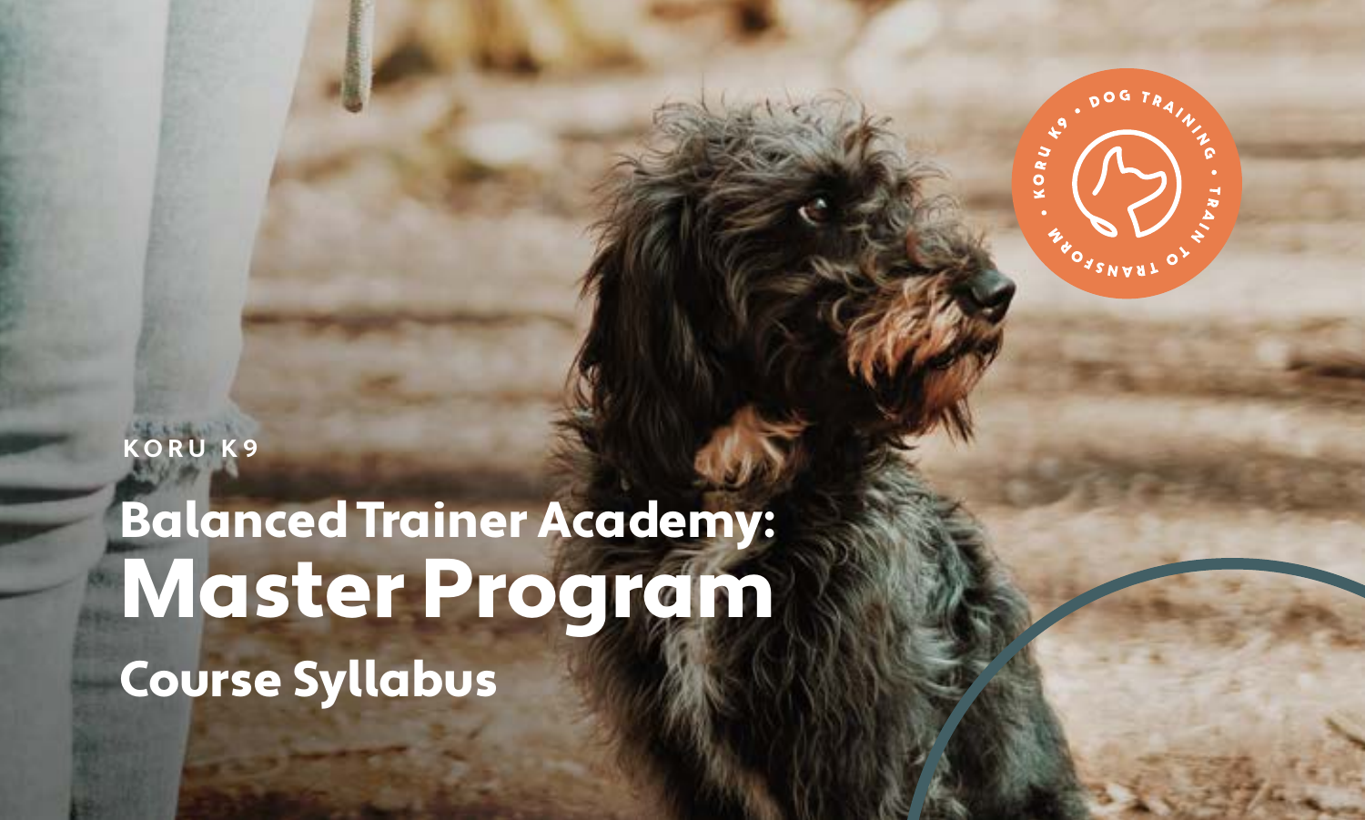KORU K9

# Balanced Trainer Academy: Master Program

## Course Syllabus

KORU K9 • DOG TRAINING • TRAIN TO TRANSFORM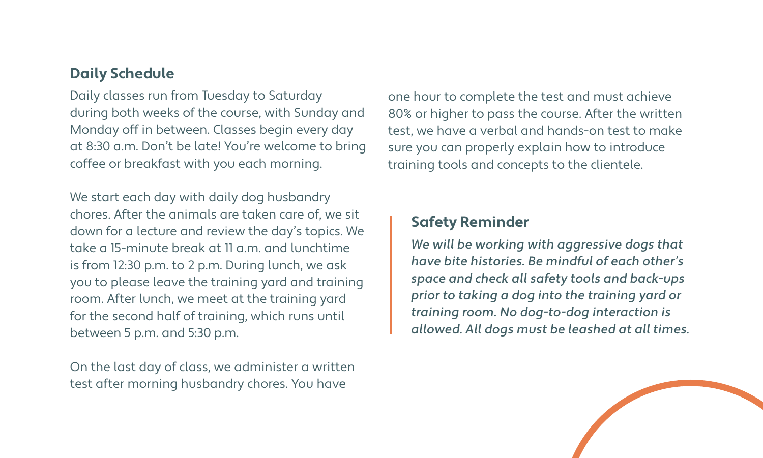## Daily Schedule

Daily classes run from Tuesday to Saturday during both weeks of the course, with Sunday and Monday off in between. Classes begin every day at 8:30 a.m. Don't be late! You're welcome to bring coffee or breakfast with you each morning.

We start each day with daily dog husbandry chores. After the animals are taken care of, we sit down for a lecture and review the day's topics. We take a 15-minute break at 11 a.m. and lunchtime is from 12:30 p.m. to 2 p.m. During lunch, we ask you to please leave the training yard and training room. After lunch, we meet at the training yard for the second half of training, which runs until between 5 p.m. and 5:30 p.m.

On the last day of class, we administer a written test after morning husbandry chores. You have one hour to complete the test and must achieve 80% or higher to pass the course. After the written test, we have a verbal and hands-on test to make sure you can properly explain how to introduce training tools and concepts to the clientele.

### Safety Reminder

***We will be working with aggressive dogs that have bite histories. Be mindful of each other's space and check all safety tools and back-ups prior to taking a dog into the training yard or training room. No dog-to-dog interaction is allowed. All dogs must be leashed at all times.***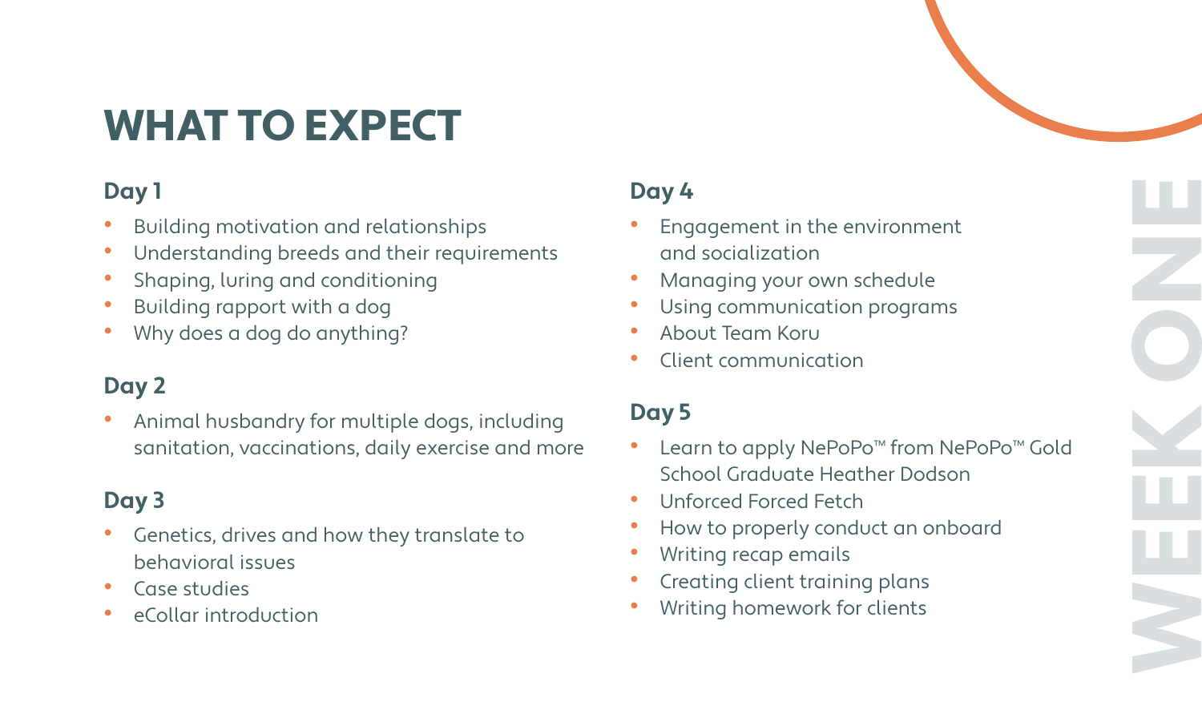# WHAT TO EXPECT

WEEK ONE

### Day 1

- Building motivation and relationships
- Understanding breeds and their requirements
- Shaping, luring and conditioning
- Building rapport with a dog
- Why does a dog do anything?

### Day 2

- Animal husbandry for multiple dogs, including sanitation, vaccinations, daily exercise and more

### Day 3

- Genetics, drives and how they translate to behavioral issues
- Case studies
- eCollar introduction

### Day 4

- Engagement in the environment and socialization
- Managing your own schedule
- Using communication programs
- About Team Koru
- Client communication

### Day 5

- Learn to apply NePoPo™ from NePoPo™ Gold School Graduate Heather Dodson
- Unforced Forced Fetch
- How to properly conduct an onboard
- Writing recap emails
- Creating client training plans
- Writing homework for clients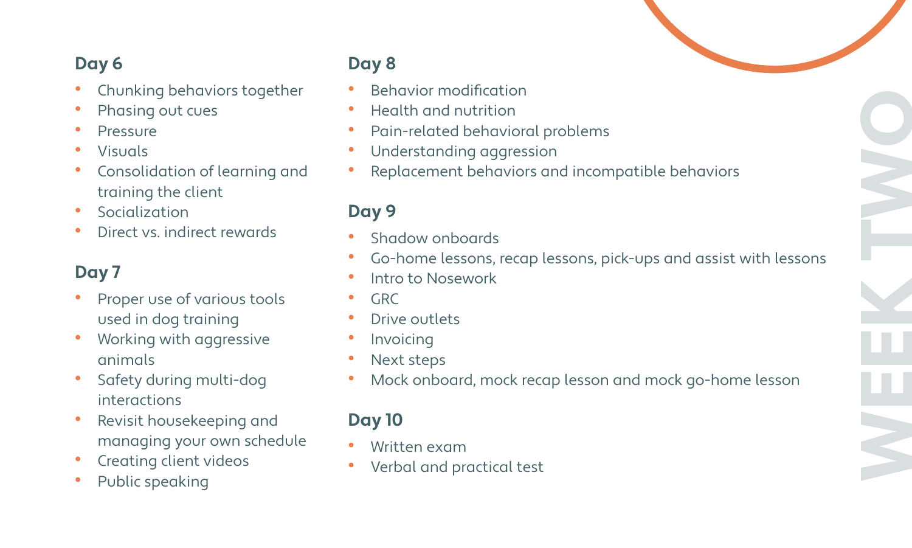# WEEK TWO

## Day 6

- Chunking behaviors together
- Phasing out cues
- Pressure
- Visuals
- Consolidation of learning and training the client
- Socialization
- Direct vs. indirect rewards

## Day 7

- Proper use of various tools used in dog training
- Working with aggressive animals
- Safety during multi-dog interactions
- Revisit housekeeping and managing your own schedule
- Creating client videos
- Public speaking

## Day 8

- Behavior modification
- Health and nutrition
- Pain-related behavioral problems
- Understanding aggression
- Replacement behaviors and incompatible behaviors

## Day 9

- Shadow onboards
- Go-home lessons, recap lessons, pick-ups and assist with lessons
- Intro to Nosework
- GRC
- Drive outlets
- Invoicing
- Next steps
- Mock onboard, mock recap lesson and mock go-home lesson

## Day 10

- Written exam
- Verbal and practical test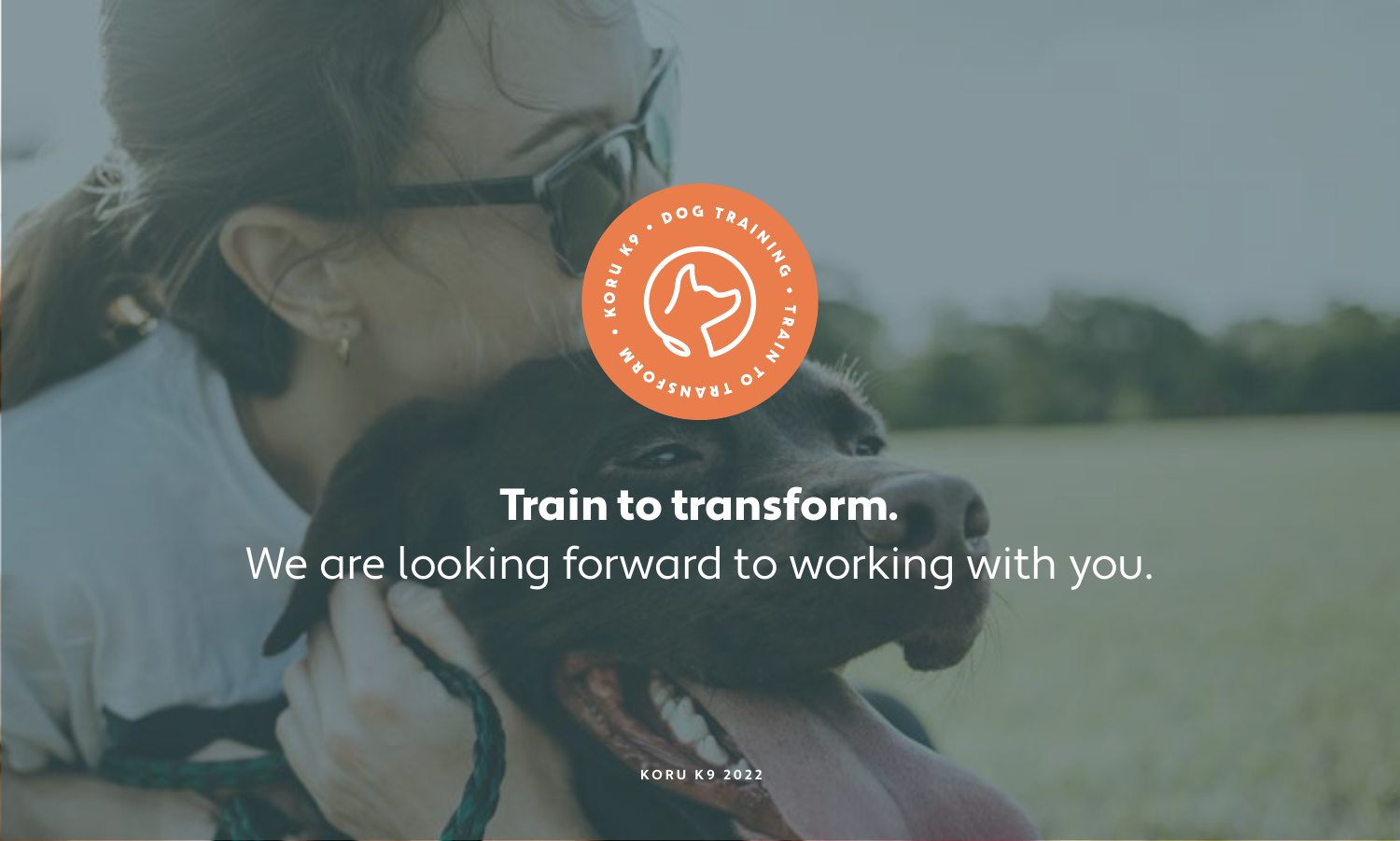**Train to transform.**

We are looking forward to working with you.

KORU K9 2022